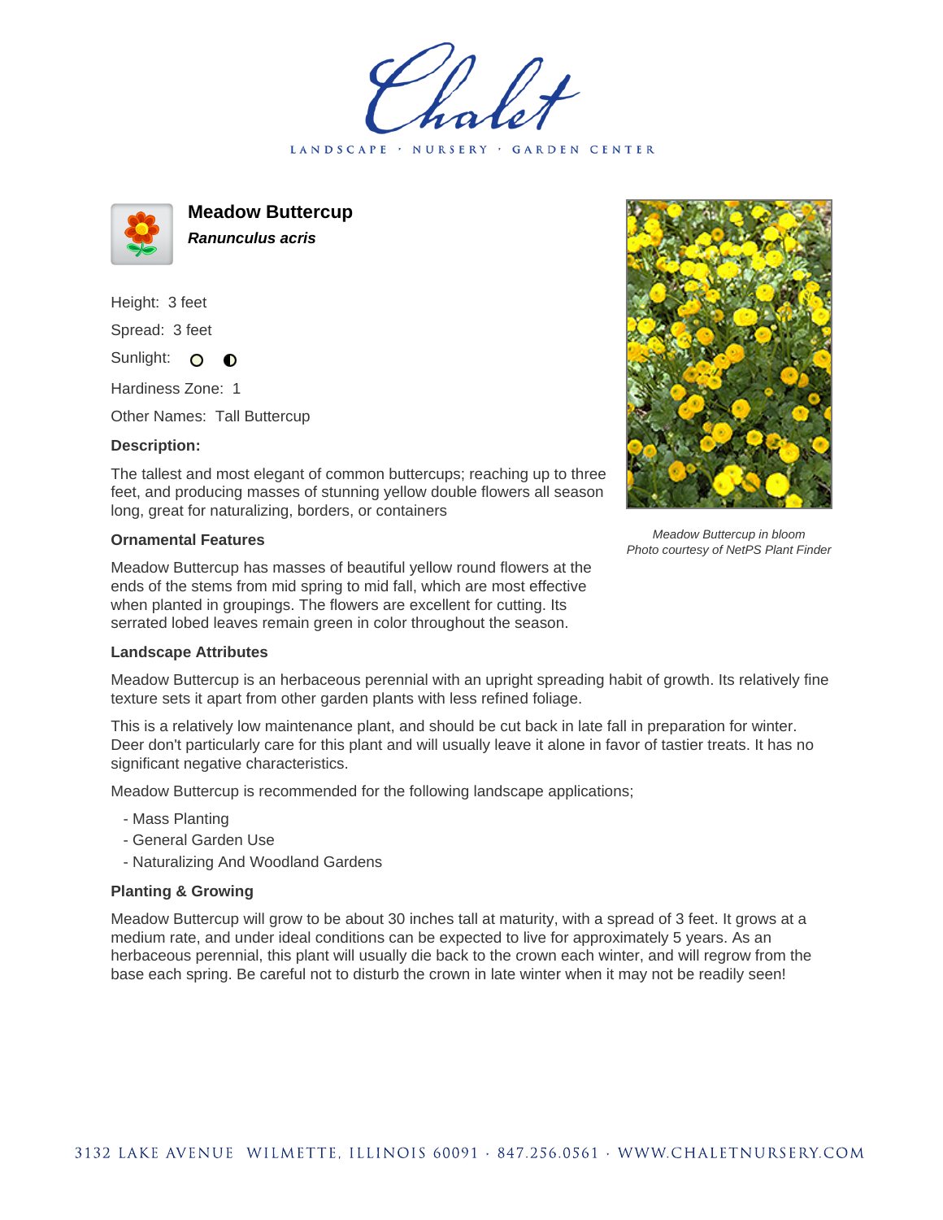# Chalet

LANDSCAPE · NURSERY · GARDEN CENTER

## Meadow Buttercup

***Ranunculus acris***

Height: 3 feet

Spread: 3 feet

Sunlight:

Hardiness Zone: 1

Other Names: Tall Buttercup

### Description:

The tallest and most elegant of common buttercups; reaching up to three feet, and producing masses of stunning yellow double flowers all season long, great for naturalizing, borders, or containers

*Meadow Buttercup in bloom*
*Photo courtesy of NetPS Plant Finder*

### Ornamental Features

Meadow Buttercup has masses of beautiful yellow round flowers at the ends of the stems from mid spring to mid fall, which are most effective when planted in groupings. The flowers are excellent for cutting. Its serrated lobed leaves remain green in color throughout the season.

### Landscape Attributes

Meadow Buttercup is an herbaceous perennial with an upright spreading habit of growth. Its relatively fine texture sets it apart from other garden plants with less refined foliage.

This is a relatively low maintenance plant, and should be cut back in late fall in preparation for winter. Deer don't particularly care for this plant and will usually leave it alone in favor of tastier treats. It has no significant negative characteristics.

Meadow Buttercup is recommended for the following landscape applications;

- Mass Planting
- General Garden Use
- Naturalizing And Woodland Gardens

### Planting & Growing

Meadow Buttercup will grow to be about 30 inches tall at maturity, with a spread of 3 feet. It grows at a medium rate, and under ideal conditions can be expected to live for approximately 5 years. As an herbaceous perennial, this plant will usually die back to the crown each winter, and will regrow from the base each spring. Be careful not to disturb the crown in late winter when it may not be readily seen!

3132 LAKE AVENUE WILMETTE, ILLINOIS 60091 · 847.256.0561 · WWW.CHALETNURSERY.COM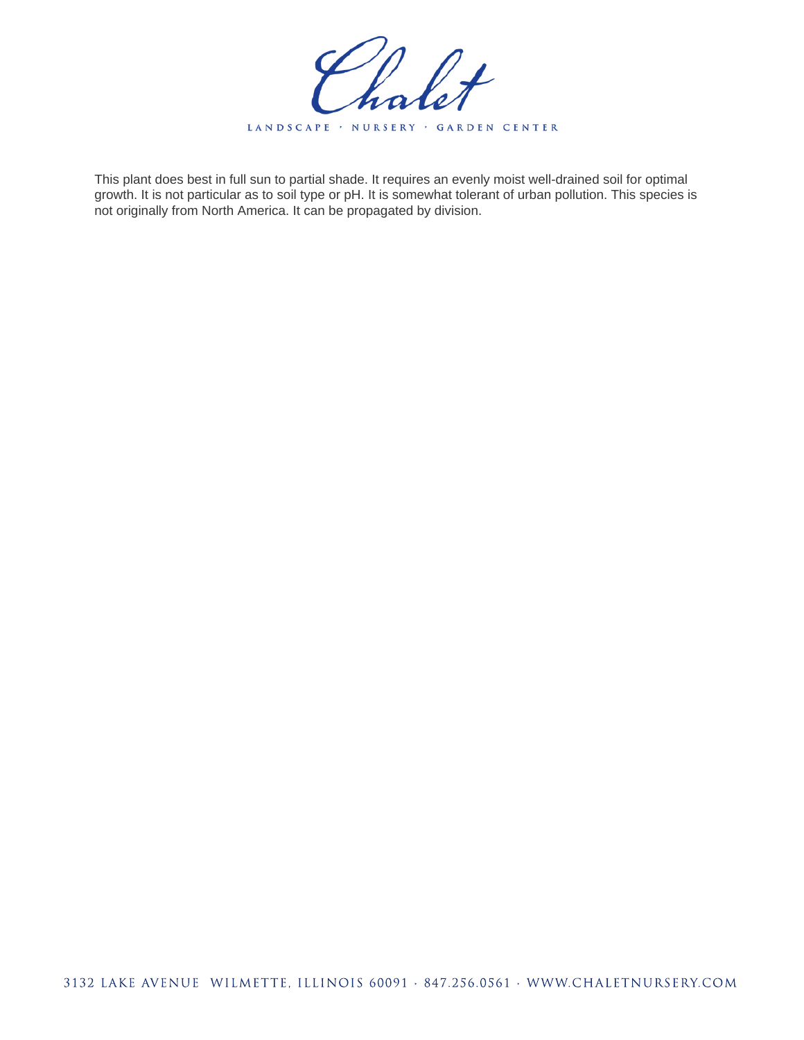This plant does best in full sun to partial shade. It requires an evenly moist well-drained soil for optimal growth. It is not particular as to soil type or pH. It is somewhat tolerant of urban pollution. This species is not originally from North America. It can be propagated by division.